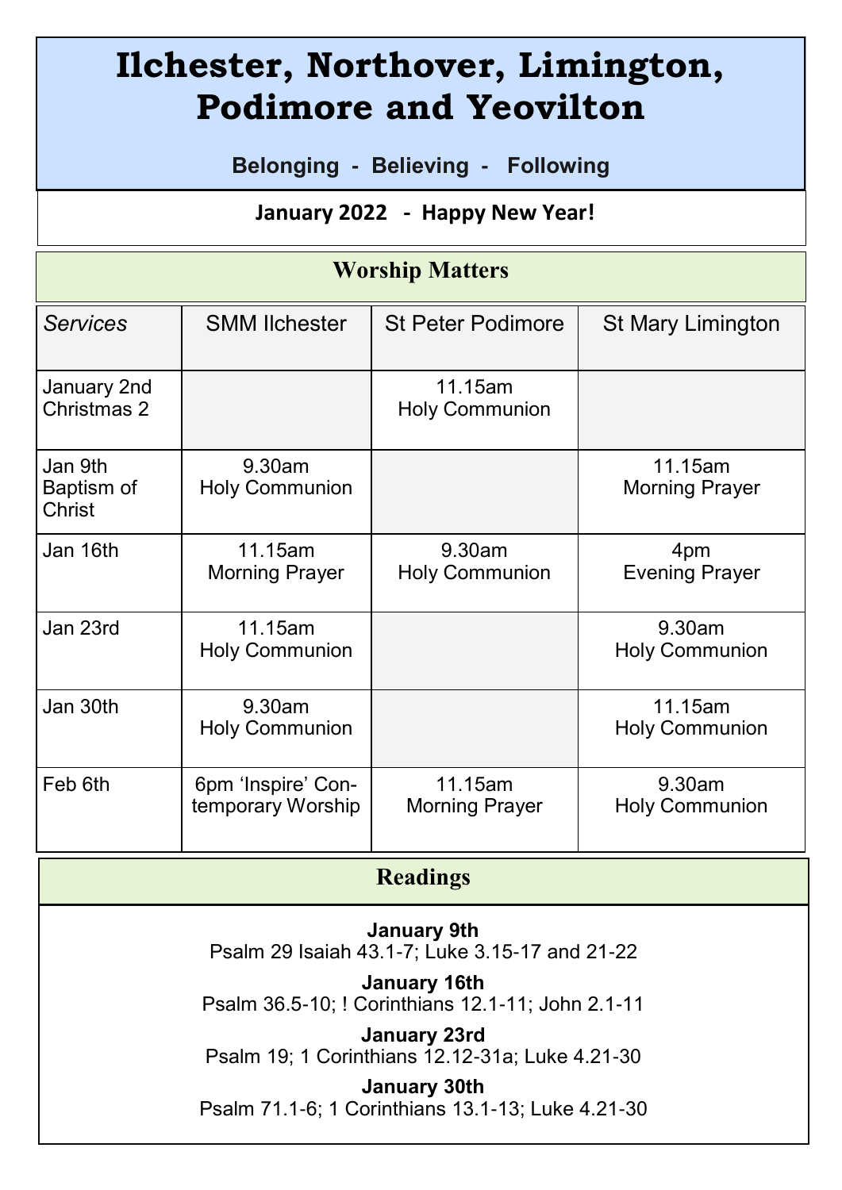# Ilchester, Northover, Limington, Podimore and Yeovilton

**Belonging - Believing - Following**

**January 2022 - Happy New Year!**

## Worship Matters

| *Services* | SMM Ilchester | St Peter Podimore | St Mary Limington |
|---|---|---|---|
| January 2nd Christmas 2 | | 11.15am Holy Communion | |
| Jan 9th Baptism of Christ | 9.30am Holy Communion | | 11.15am Morning Prayer |
| Jan 16th | 11.15am Morning Prayer | 9.30am Holy Communion | 4pm Evening Prayer |
| Jan 23rd | 11.15am Holy Communion | | 9.30am Holy Communion |
| Jan 30th | 9.30am Holy Communion | | 11.15am Holy Communion |
| Feb 6th | 6pm 'Inspire' Contemporary Worship | 11.15am Morning Prayer | 9.30am Holy Communion |

## Readings

**January 9th**
Psalm 29 Isaiah 43.1-7; Luke 3.15-17 and 21-22

**January 16th**
Psalm 36.5-10; ! Corinthians 12.1-11; John 2.1-11

**January 23rd**
Psalm 19; 1 Corinthians 12.12-31a; Luke 4.21-30

**January 30th**
Psalm 71.1-6; 1 Corinthians 13.1-13; Luke 4.21-30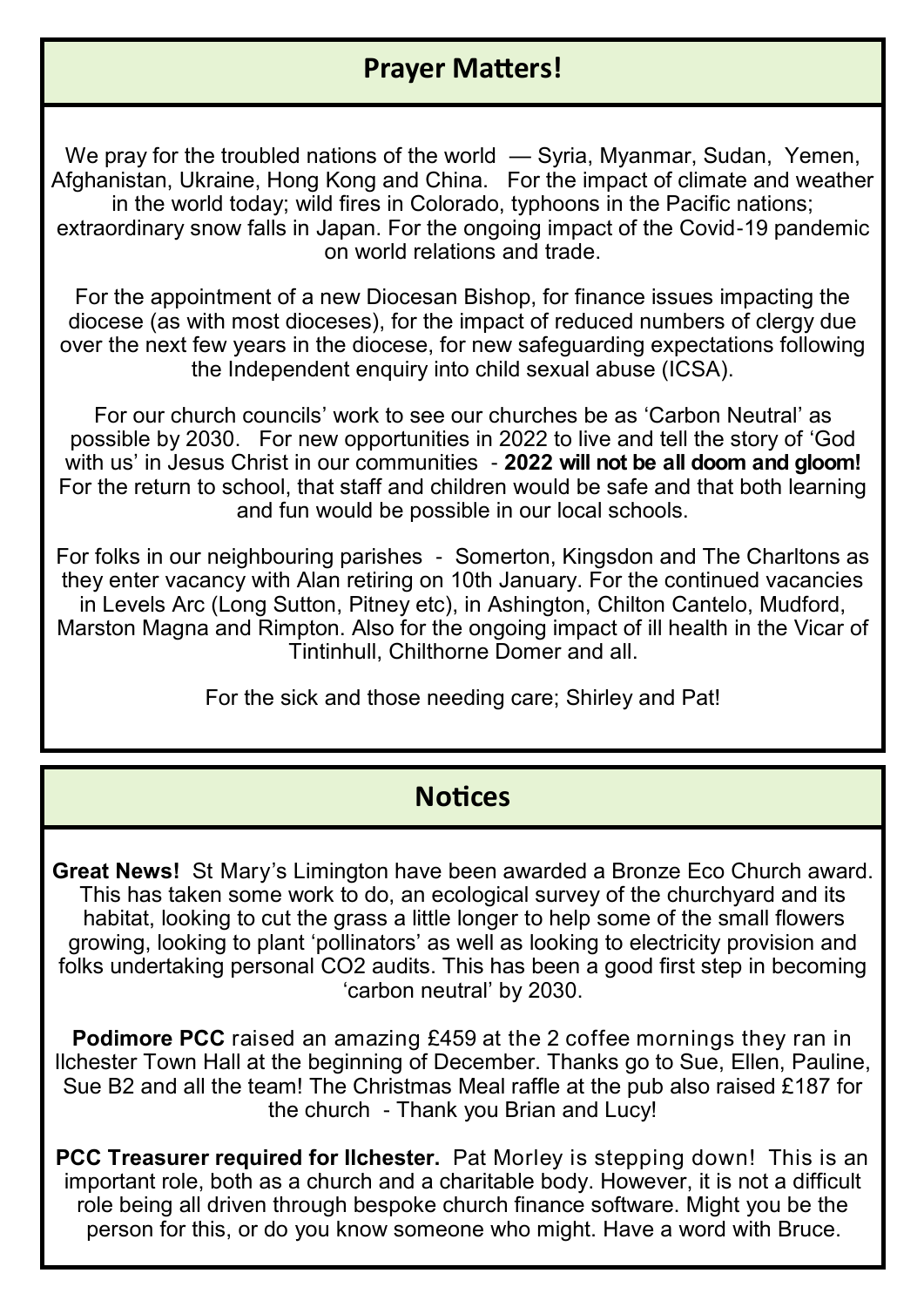## Prayer Matters!

We pray for the troubled nations of the world — Syria, Myanmar, Sudan, Yemen, Afghanistan, Ukraine, Hong Kong and China. For the impact of climate and weather in the world today; wild fires in Colorado, typhoons in the Pacific nations; extraordinary snow falls in Japan. For the ongoing impact of the Covid-19 pandemic on world relations and trade.

For the appointment of a new Diocesan Bishop, for finance issues impacting the diocese (as with most dioceses), for the impact of reduced numbers of clergy due over the next few years in the diocese, for new safeguarding expectations following the Independent enquiry into child sexual abuse (ICSA).

For our church councils' work to see our churches be as 'Carbon Neutral' as possible by 2030. For new opportunities in 2022 to live and tell the story of 'God with us' in Jesus Christ in our communities - **2022 will not be all doom and gloom!** For the return to school, that staff and children would be safe and that both learning and fun would be possible in our local schools.

For folks in our neighbouring parishes - Somerton, Kingsdon and The Charltons as they enter vacancy with Alan retiring on 10th January. For the continued vacancies in Levels Arc (Long Sutton, Pitney etc), in Ashington, Chilton Cantelo, Mudford, Marston Magna and Rimpton. Also for the ongoing impact of ill health in the Vicar of Tintinhull, Chilthorne Domer and all.

For the sick and those needing care; Shirley and Pat!

## Notices

**Great News!** St Mary's Limington have been awarded a Bronze Eco Church award. This has taken some work to do, an ecological survey of the churchyard and its habitat, looking to cut the grass a little longer to help some of the small flowers growing, looking to plant 'pollinators' as well as looking to electricity provision and folks undertaking personal $CO_2$ audits. This has been a good first step in becoming 'carbon neutral' by 2030.

**Podimore PCC** raised an amazing £459 at the 2 coffee mornings they ran in Ilchester Town Hall at the beginning of December. Thanks go to Sue, Ellen, Pauline, Sue B2 and all the team! The Christmas Meal raffle at the pub also raised £187 for the church - Thank you Brian and Lucy!

**PCC Treasurer required for Ilchester.** Pat Morley is stepping down! This is an important role, both as a church and a charitable body. However, it is not a difficult role being all driven through bespoke church finance software. Might you be the person for this, or do you know someone who might. Have a word with Bruce.